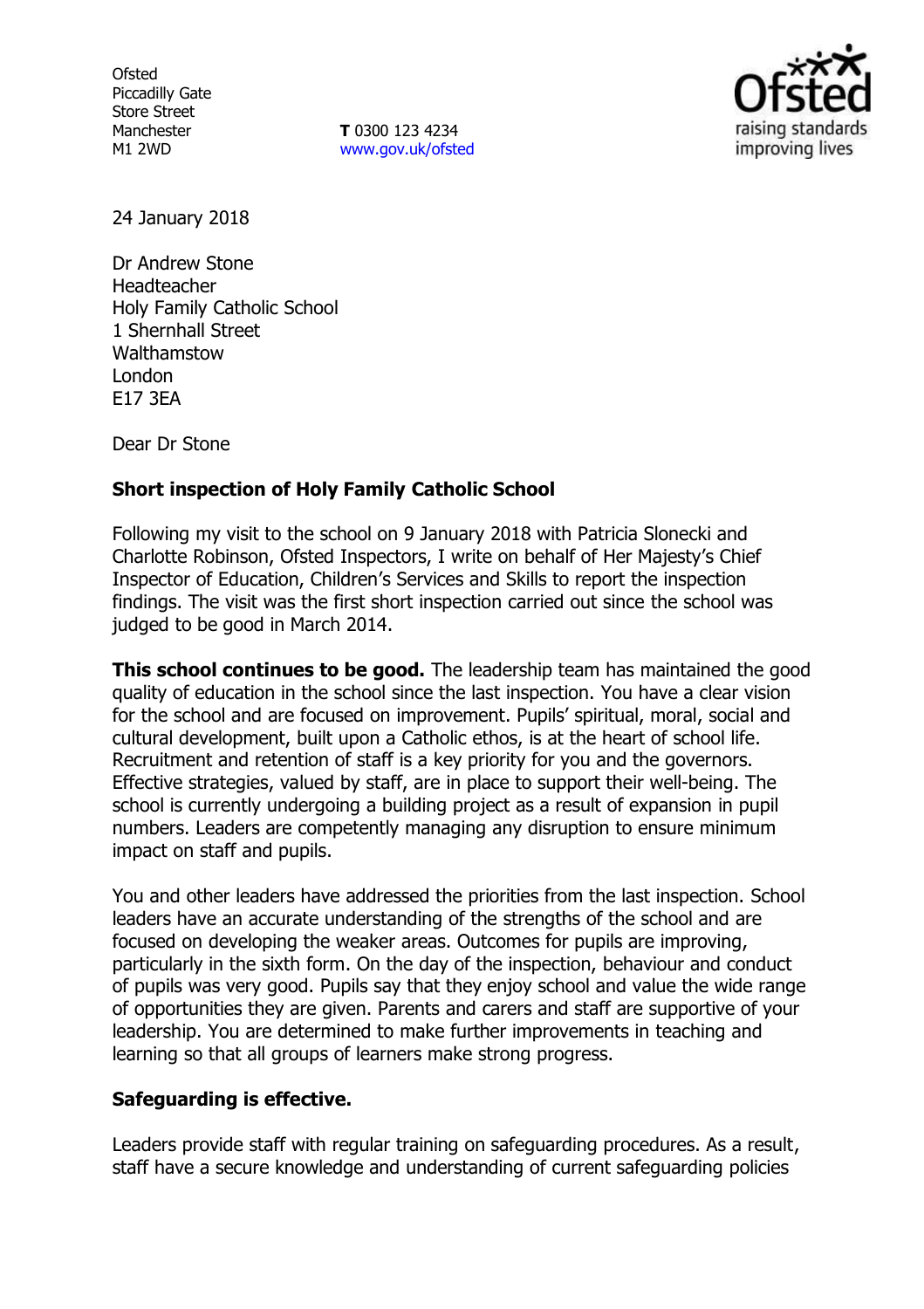Ofsted
Piccadilly Gate
Store Street
Manchester
M1 2WD

**T** 0300 123 4234
www.gov.uk/ofsted

24 January 2018

Dr Andrew Stone
Headteacher
Holy Family Catholic School
1 Shernhall Street
Walthamstow
London
E17 3EA

Dear Dr Stone

**Short inspection of Holy Family Catholic School**

Following my visit to the school on 9 January 2018 with Patricia Slonecki and Charlotte Robinson, Ofsted Inspectors, I write on behalf of Her Majesty's Chief Inspector of Education, Children's Services and Skills to report the inspection findings. The visit was the first short inspection carried out since the school was judged to be good in March 2014.

**This school continues to be good.** The leadership team has maintained the good quality of education in the school since the last inspection. You have a clear vision for the school and are focused on improvement. Pupils' spiritual, moral, social and cultural development, built upon a Catholic ethos, is at the heart of school life. Recruitment and retention of staff is a key priority for you and the governors. Effective strategies, valued by staff, are in place to support their well-being. The school is currently undergoing a building project as a result of expansion in pupil numbers. Leaders are competently managing any disruption to ensure minimum impact on staff and pupils.

You and other leaders have addressed the priorities from the last inspection. School leaders have an accurate understanding of the strengths of the school and are focused on developing the weaker areas. Outcomes for pupils are improving, particularly in the sixth form. On the day of the inspection, behaviour and conduct of pupils was very good. Pupils say that they enjoy school and value the wide range of opportunities they are given. Parents and carers and staff are supportive of your leadership. You are determined to make further improvements in teaching and learning so that all groups of learners make strong progress.

**Safeguarding is effective.**

Leaders provide staff with regular training on safeguarding procedures. As a result, staff have a secure knowledge and understanding of current safeguarding policies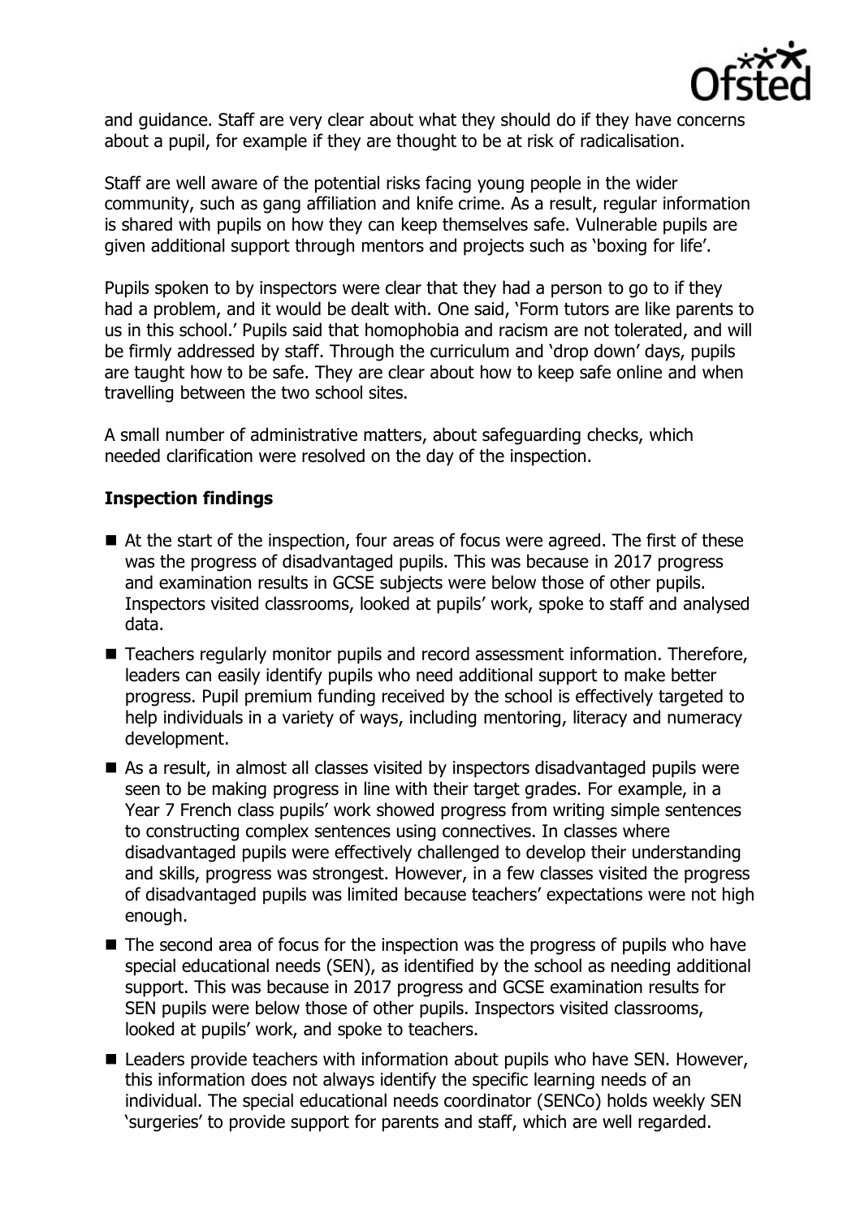and guidance. Staff are very clear about what they should do if they have concerns about a pupil, for example if they are thought to be at risk of radicalisation.

Staff are well aware of the potential risks facing young people in the wider community, such as gang affiliation and knife crime. As a result, regular information is shared with pupils on how they can keep themselves safe. Vulnerable pupils are given additional support through mentors and projects such as 'boxing for life'.

Pupils spoken to by inspectors were clear that they had a person to go to if they had a problem, and it would be dealt with. One said, 'Form tutors are like parents to us in this school.' Pupils said that homophobia and racism are not tolerated, and will be firmly addressed by staff. Through the curriculum and 'drop down' days, pupils are taught how to be safe. They are clear about how to keep safe online and when travelling between the two school sites.

A small number of administrative matters, about safeguarding checks, which needed clarification were resolved on the day of the inspection.

## Inspection findings

- At the start of the inspection, four areas of focus were agreed. The first of these was the progress of disadvantaged pupils. This was because in 2017 progress and examination results in GCSE subjects were below those of other pupils. Inspectors visited classrooms, looked at pupils' work, spoke to staff and analysed data.
- Teachers regularly monitor pupils and record assessment information. Therefore, leaders can easily identify pupils who need additional support to make better progress. Pupil premium funding received by the school is effectively targeted to help individuals in a variety of ways, including mentoring, literacy and numeracy development.
- As a result, in almost all classes visited by inspectors disadvantaged pupils were seen to be making progress in line with their target grades. For example, in a Year 7 French class pupils' work showed progress from writing simple sentences to constructing complex sentences using connectives. In classes where disadvantaged pupils were effectively challenged to develop their understanding and skills, progress was strongest. However, in a few classes visited the progress of disadvantaged pupils was limited because teachers' expectations were not high enough.
- The second area of focus for the inspection was the progress of pupils who have special educational needs (SEN), as identified by the school as needing additional support. This was because in 2017 progress and GCSE examination results for SEN pupils were below those of other pupils. Inspectors visited classrooms, looked at pupils' work, and spoke to teachers.
- Leaders provide teachers with information about pupils who have SEN. However, this information does not always identify the specific learning needs of an individual. The special educational needs coordinator (SENCo) holds weekly SEN 'surgeries' to provide support for parents and staff, which are well regarded.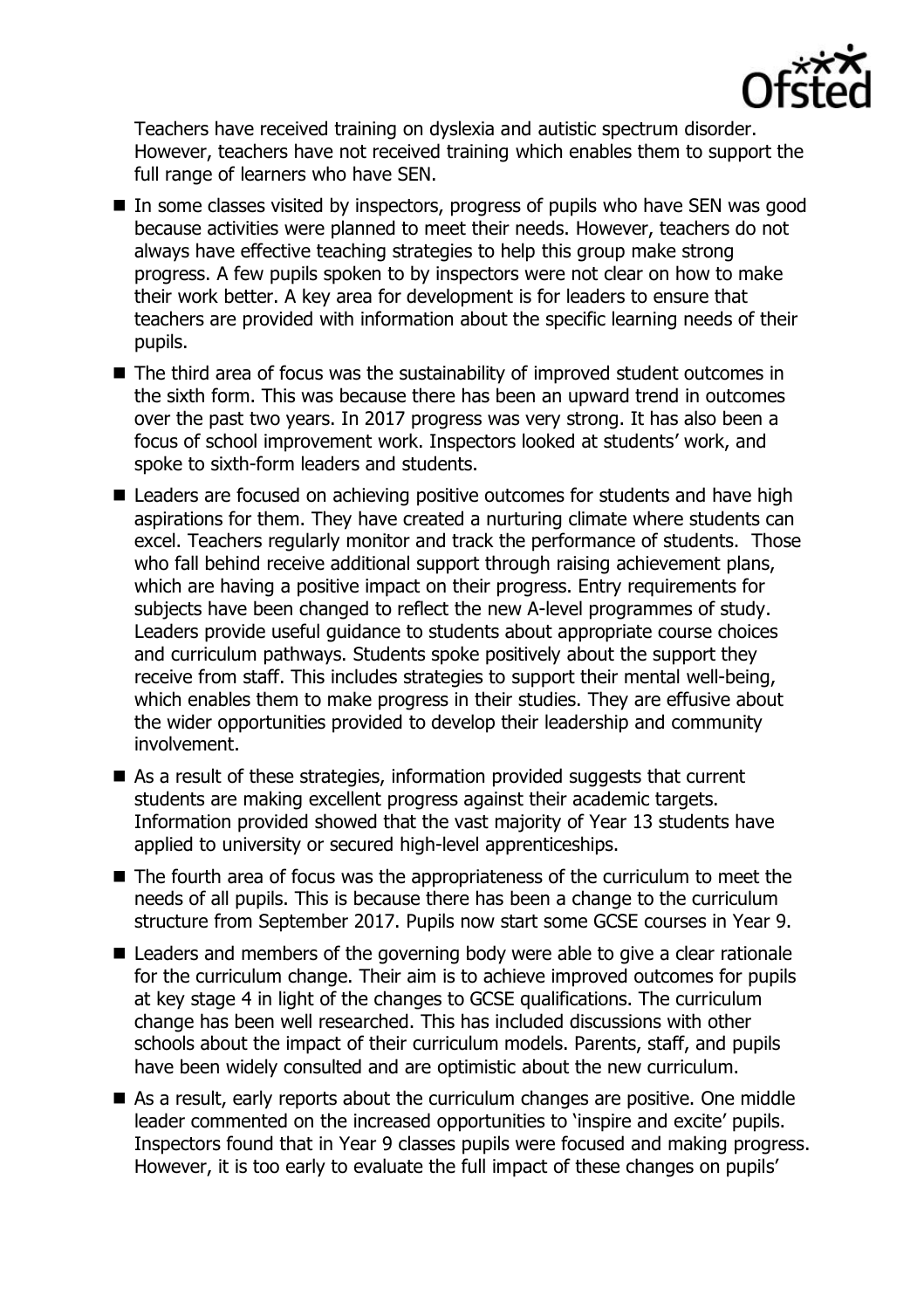Teachers have received training on dyslexia and autistic spectrum disorder. However, teachers have not received training which enables them to support the full range of learners who have SEN.

- In some classes visited by inspectors, progress of pupils who have SEN was good because activities were planned to meet their needs. However, teachers do not always have effective teaching strategies to help this group make strong progress. A few pupils spoken to by inspectors were not clear on how to make their work better. A key area for development is for leaders to ensure that teachers are provided with information about the specific learning needs of their pupils.
- The third area of focus was the sustainability of improved student outcomes in the sixth form. This was because there has been an upward trend in outcomes over the past two years. In 2017 progress was very strong. It has also been a focus of school improvement work. Inspectors looked at students' work, and spoke to sixth-form leaders and students.
- Leaders are focused on achieving positive outcomes for students and have high aspirations for them. They have created a nurturing climate where students can excel. Teachers regularly monitor and track the performance of students. Those who fall behind receive additional support through raising achievement plans, which are having a positive impact on their progress. Entry requirements for subjects have been changed to reflect the new A-level programmes of study. Leaders provide useful guidance to students about appropriate course choices and curriculum pathways. Students spoke positively about the support they receive from staff. This includes strategies to support their mental well-being, which enables them to make progress in their studies. They are effusive about the wider opportunities provided to develop their leadership and community involvement.
- As a result of these strategies, information provided suggests that current students are making excellent progress against their academic targets. Information provided showed that the vast majority of Year 13 students have applied to university or secured high-level apprenticeships.
- The fourth area of focus was the appropriateness of the curriculum to meet the needs of all pupils. This is because there has been a change to the curriculum structure from September 2017. Pupils now start some GCSE courses in Year 9.
- Leaders and members of the governing body were able to give a clear rationale for the curriculum change. Their aim is to achieve improved outcomes for pupils at key stage 4 in light of the changes to GCSE qualifications. The curriculum change has been well researched. This has included discussions with other schools about the impact of their curriculum models. Parents, staff, and pupils have been widely consulted and are optimistic about the new curriculum.
- As a result, early reports about the curriculum changes are positive. One middle leader commented on the increased opportunities to 'inspire and excite' pupils. Inspectors found that in Year 9 classes pupils were focused and making progress. However, it is too early to evaluate the full impact of these changes on pupils'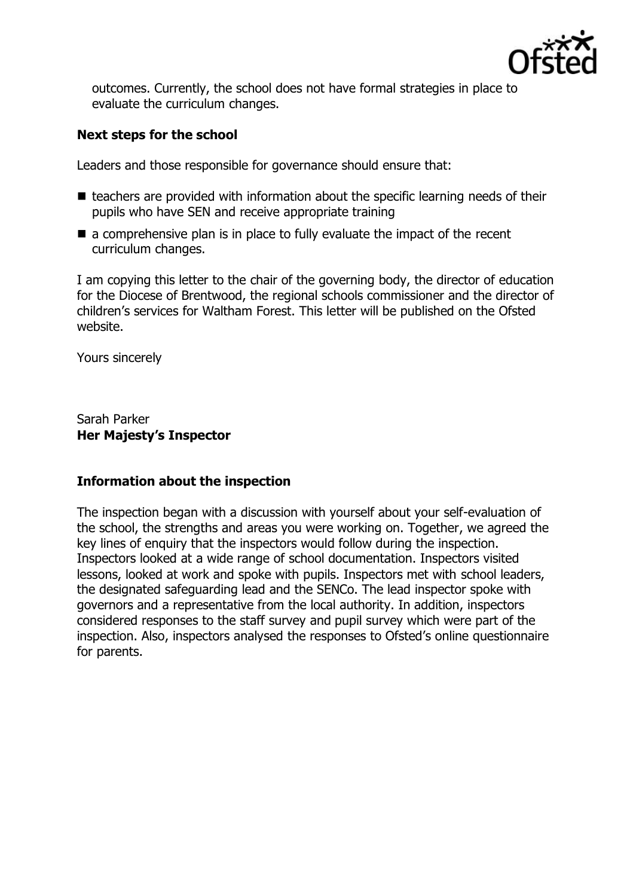outcomes. Currently, the school does not have formal strategies in place to evaluate the curriculum changes.

### Next steps for the school

Leaders and those responsible for governance should ensure that:

- teachers are provided with information about the specific learning needs of their pupils who have SEN and receive appropriate training
- a comprehensive plan is in place to fully evaluate the impact of the recent curriculum changes.

I am copying this letter to the chair of the governing body, the director of education for the Diocese of Brentwood, the regional schools commissioner and the director of children's services for Waltham Forest. This letter will be published on the Ofsted website.

Yours sincerely

Sarah Parker
**Her Majesty's Inspector**

### Information about the inspection

The inspection began with a discussion with yourself about your self-evaluation of the school, the strengths and areas you were working on. Together, we agreed the key lines of enquiry that the inspectors would follow during the inspection. Inspectors looked at a wide range of school documentation. Inspectors visited lessons, looked at work and spoke with pupils. Inspectors met with school leaders, the designated safeguarding lead and the SENCo. The lead inspector spoke with governors and a representative from the local authority. In addition, inspectors considered responses to the staff survey and pupil survey which were part of the inspection. Also, inspectors analysed the responses to Ofsted's online questionnaire for parents.